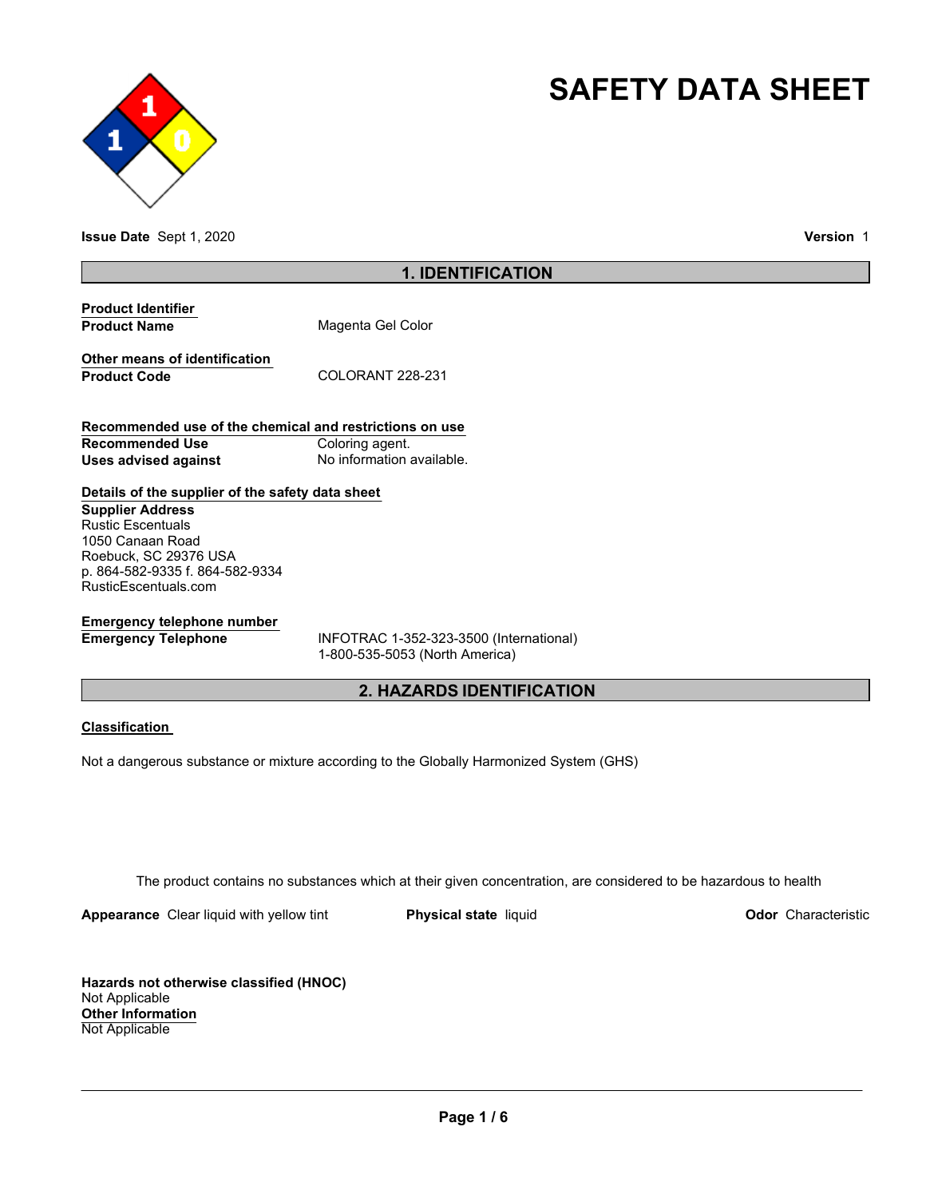# SAFETY DATA SHEET

**Issue Date** Sept 1, 2020

**Version** 1

## 1. IDENTIFICATION

**Product Identifier**

**Product Name** Magenta Gel Color

**Other means of identification**

**Product Code** COLORANT 228-231

**Recommended use of the chemical and restrictions on use**

**Recommended Use** Coloring agent.

**Uses advised against** No information available.

**Details of the supplier of the safety data sheet**

**Supplier Address**
Rustic Escentuals
1050 Canaan Road
Roebuck, SC 29376 USA
p. 864-582-9335 f. 864-582-9334
RusticEscentuals.com

**Emergency telephone number**

**Emergency Telephone** INFOTRAC 1-352-323-3500 (International)
1-800-535-5053 (North America)

## 2. HAZARDS IDENTIFICATION

**Classification**

Not a dangerous substance or mixture according to the Globally Harmonized System (GHS)

The product contains no substances which at their given concentration, are considered to be hazardous to health

**Appearance** Clear liquid with yellow tint

**Physical state** liquid

**Odor** Characteristic

**Hazards not otherwise classified (HNOC)**
Not Applicable

**Other Information**
Not Applicable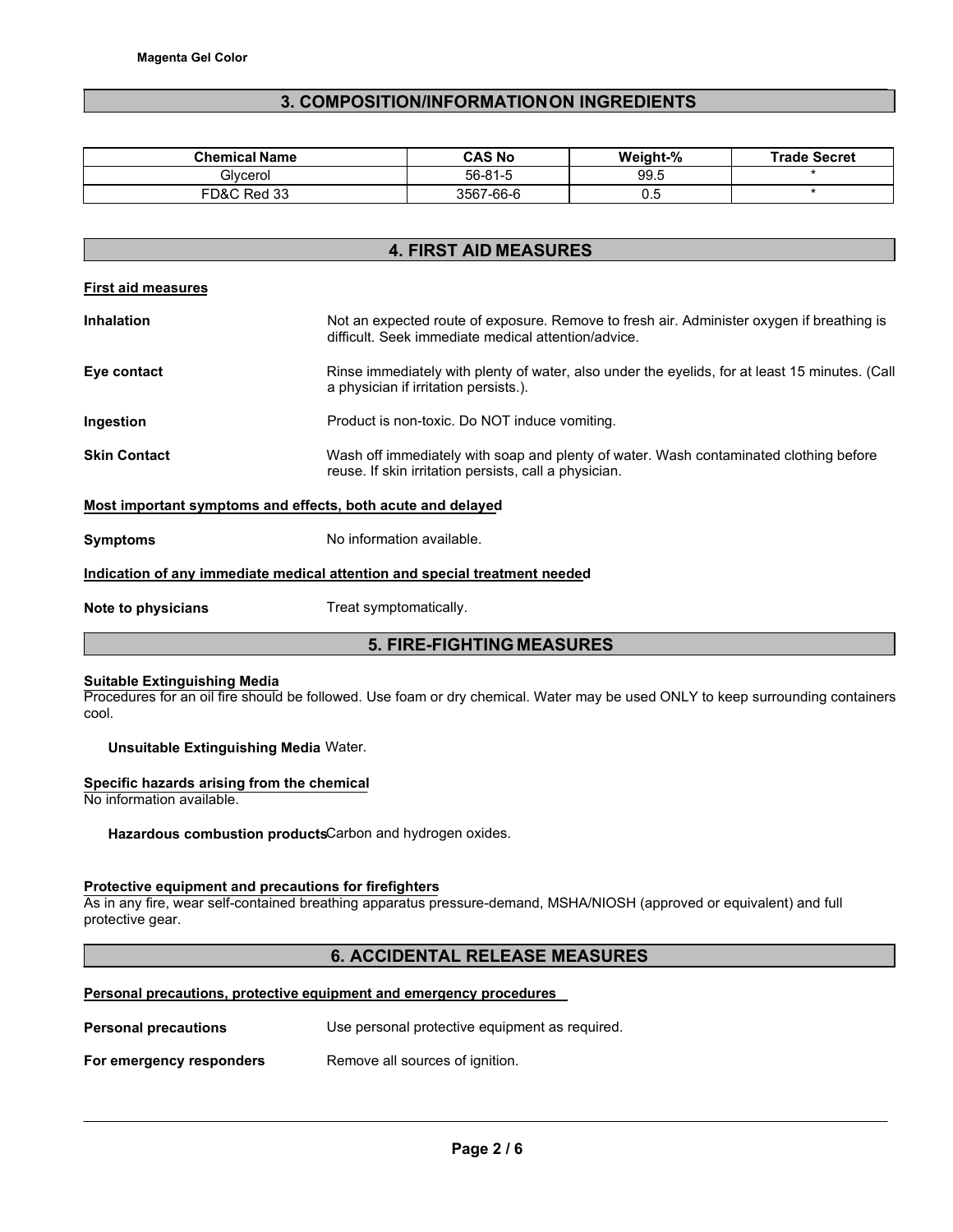Magenta Gel Color

## 3. COMPOSITION/INFORMATION ON INGREDIENTS

| Chemical Name | CAS No | Weight-% | Trade Secret |
|---|---|---|---|
| Glycerol | 56-81-5 | 99.5 | * |
| FD&C Red 33 | 3567-66-6 | 0.5 | * |

## 4. FIRST AID MEASURES

**First aid measures**

**Inhalation** Not an expected route of exposure. Remove to fresh air. Administer oxygen if breathing is difficult. Seek immediate medical attention/advice.

**Eye contact** Rinse immediately with plenty of water, also under the eyelids, for at least 15 minutes. (Call a physician if irritation persists.).

**Ingestion** Product is non-toxic. Do NOT induce vomiting.

**Skin Contact** Wash off immediately with soap and plenty of water. Wash contaminated clothing before reuse. If skin irritation persists, call a physician.

**Most important symptoms and effects, both acute and delayed**

**Symptoms** No information available.

**Indication of any immediate medical attention and special treatment needed**

**Note to physicians** Treat symptomatically.

## 5. FIRE-FIGHTING MEASURES

**Suitable Extinguishing Media**
Procedures for an oil fire should be followed. Use foam or dry chemical. Water may be used ONLY to keep surrounding containers cool.

**Unsuitable Extinguishing Media** Water.

**Specific hazards arising from the chemical**
No information available.

**Hazardous combustion products** Carbon and hydrogen oxides.

**Protective equipment and precautions for firefighters**
As in any fire, wear self-contained breathing apparatus pressure-demand, MSHA/NIOSH (approved or equivalent) and full protective gear.

## 6. ACCIDENTAL RELEASE MEASURES

**Personal precautions, protective equipment and emergency procedures**

**Personal precautions** Use personal protective equipment as required.

**For emergency responders** Remove all sources of ignition.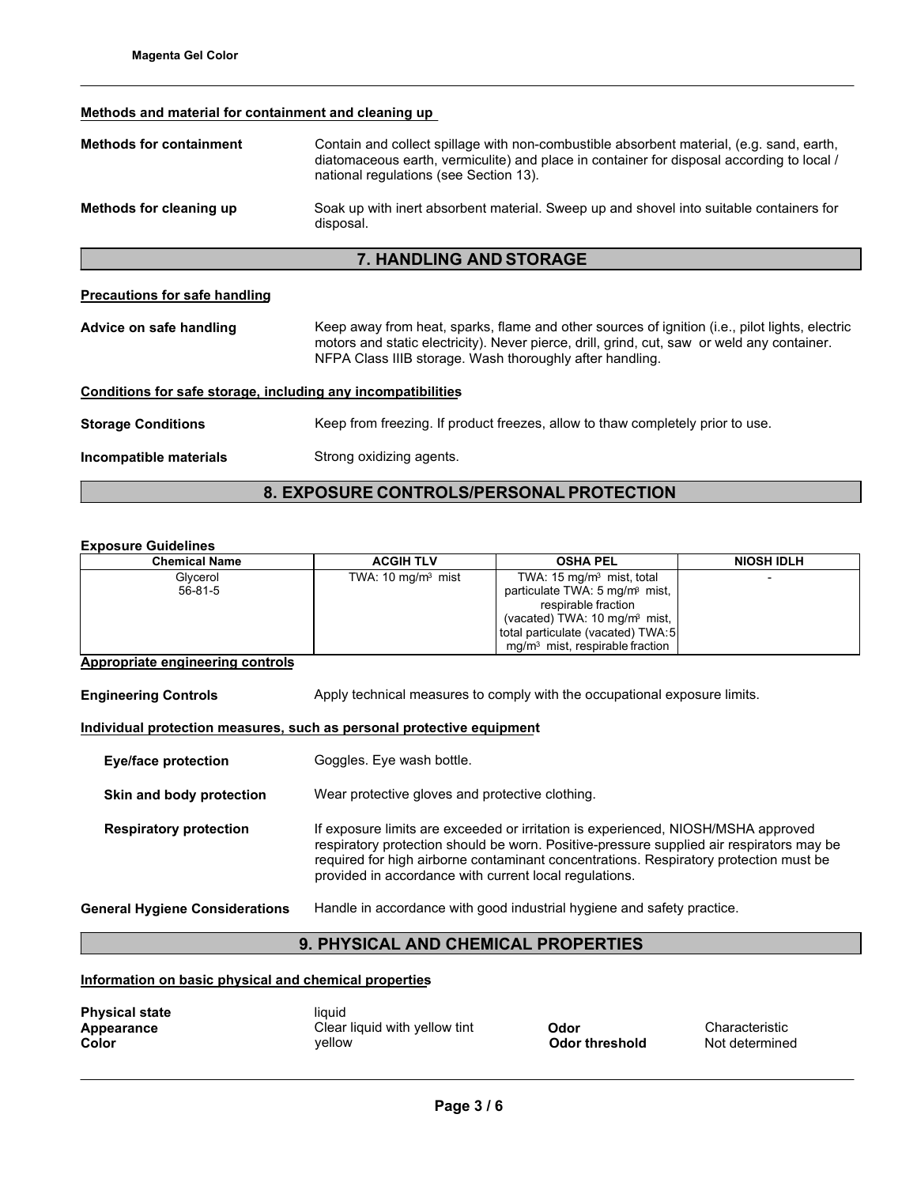### Methods and material for containment and cleaning up

**Methods for containment** Contain and collect spillage with non-combustible absorbent material, (e.g. sand, earth, diatomaceous earth, vermiculite) and place in container for disposal according to local / national regulations (see Section 13).

**Methods for cleaning up** Soak up with inert absorbent material. Sweep up and shovel into suitable containers for disposal.

## 7. HANDLING AND STORAGE

### Precautions for safe handling

**Advice on safe handling** Keep away from heat, sparks, flame and other sources of ignition (i.e., pilot lights, electric motors and static electricity). Never pierce, drill, grind, cut, saw or weld any container. NFPA Class IIIB storage. Wash thoroughly after handling.

### Conditions for safe storage, including any incompatibilities

**Storage Conditions** Keep from freezing. If product freezes, allow to thaw completely prior to use.

**Incompatible materials** Strong oxidizing agents.

## 8. EXPOSURE CONTROLS/PERSONAL PROTECTION

**Exposure Guidelines**

| Chemical Name | ACGIH TLV | OSHA PEL | NIOSH IDLH |
|---|---|---|---|
| Glycerol 56-81-5 | TWA: 10 mg/m³ mist | TWA: 15 mg/m³ mist, total particulate TWA: 5 mg/m³ mist, respirable fraction (vacated) TWA: 10 mg/m³ mist, total particulate (vacated) TWA: 5 mg/m³ mist, respirable fraction | - |

### Appropriate engineering controls

**Engineering Controls** Apply technical measures to comply with the occupational exposure limits.

### Individual protection measures, such as personal protective equipment

**Eye/face protection** Goggles. Eye wash bottle.

**Skin and body protection** Wear protective gloves and protective clothing.

**Respiratory protection** If exposure limits are exceeded or irritation is experienced, NIOSH/MSHA approved respiratory protection should be worn. Positive-pressure supplied air respirators may be required for high airborne contaminant concentrations. Respiratory protection must be provided in accordance with current local regulations.

**General Hygiene Considerations** Handle in accordance with good industrial hygiene and safety practice.

## 9. PHYSICAL AND CHEMICAL PROPERTIES

### Information on basic physical and chemical properties

**Physical state** liquid
**Appearance** Clear liquid with yellow tint
**Color** yellow
**Odor** Characteristic
**Odor threshold** Not determined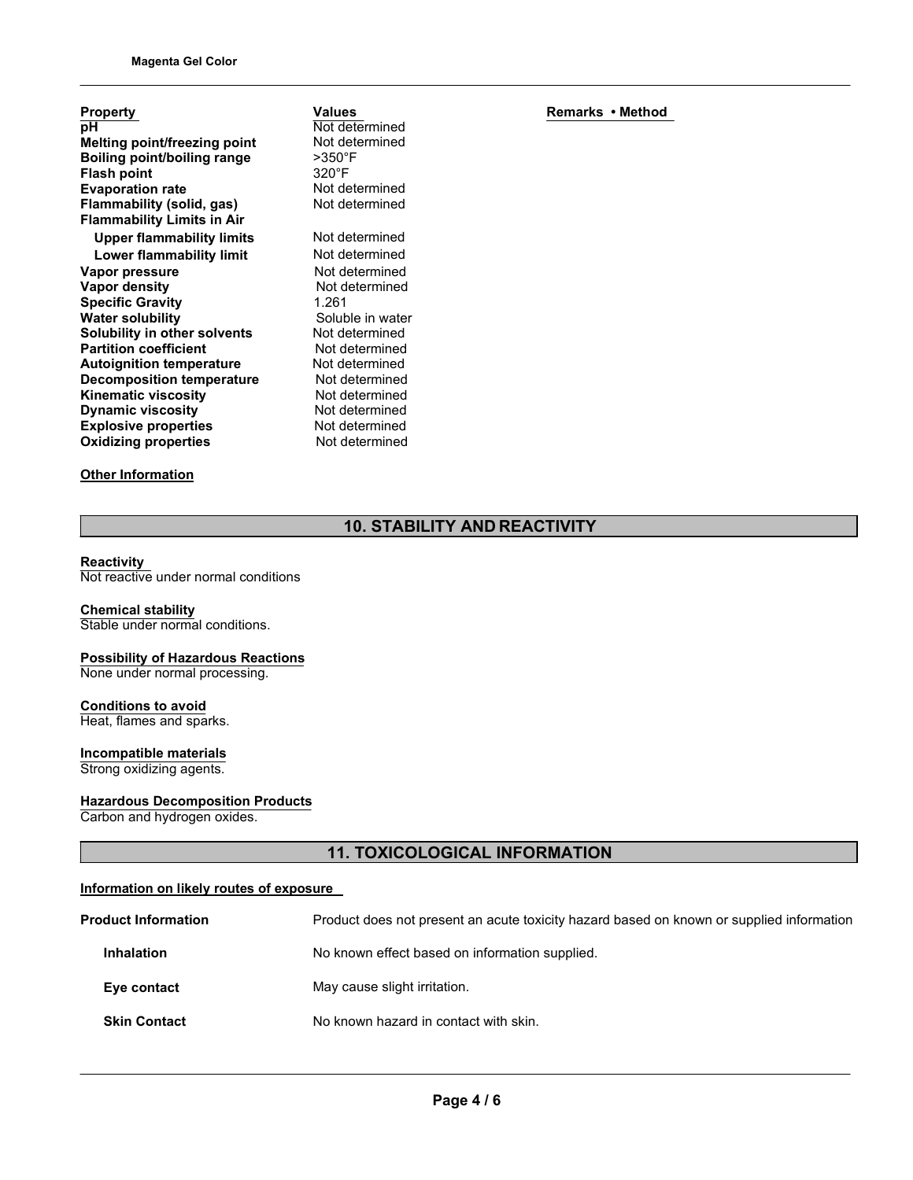| Property | Values | Remarks • Method |
| --- | --- | --- |
| **pH** | Not determined | |
| **Melting point/freezing point** | Not determined | |
| **Boiling point/boiling range** | >350°F | |
| **Flash point** | 320°F | |
| **Evaporation rate** | Not determined | |
| **Flammability (solid, gas)** | Not determined | |
| **Flammability Limits in Air** | | |
| **Upper flammability limits** | Not determined | |
| **Lower flammability limit** | Not determined | |
| **Vapor pressure** | Not determined | |
| **Vapor density** | Not determined | |
| **Specific Gravity** | 1.261 | |
| **Water solubility** | Soluble in water | |
| **Solubility in other solvents** | Not determined | |
| **Partition coefficient** | Not determined | |
| **Autoignition temperature** | Not determined | |
| **Decomposition temperature** | Not determined | |
| **Kinematic viscosity** | Not determined | |
| **Dynamic viscosity** | Not determined | |
| **Explosive properties** | Not determined | |
| **Oxidizing properties** | Not determined | |

**Other Information**

## 10. STABILITY AND REACTIVITY

**Reactivity**
Not reactive under normal conditions

**Chemical stability**
Stable under normal conditions.

**Possibility of Hazardous Reactions**
None under normal processing.

**Conditions to avoid**
Heat, flames and sparks.

**Incompatible materials**
Strong oxidizing agents.

**Hazardous Decomposition Products**
Carbon and hydrogen oxides.

## 11. TOXICOLOGICAL INFORMATION

**Information on likely routes of exposure**

**Product Information** — Product does not present an acute toxicity hazard based on known or supplied information

**Inhalation** — No known effect based on information supplied.

**Eye contact** — May cause slight irritation.

**Skin Contact** — No known hazard in contact with skin.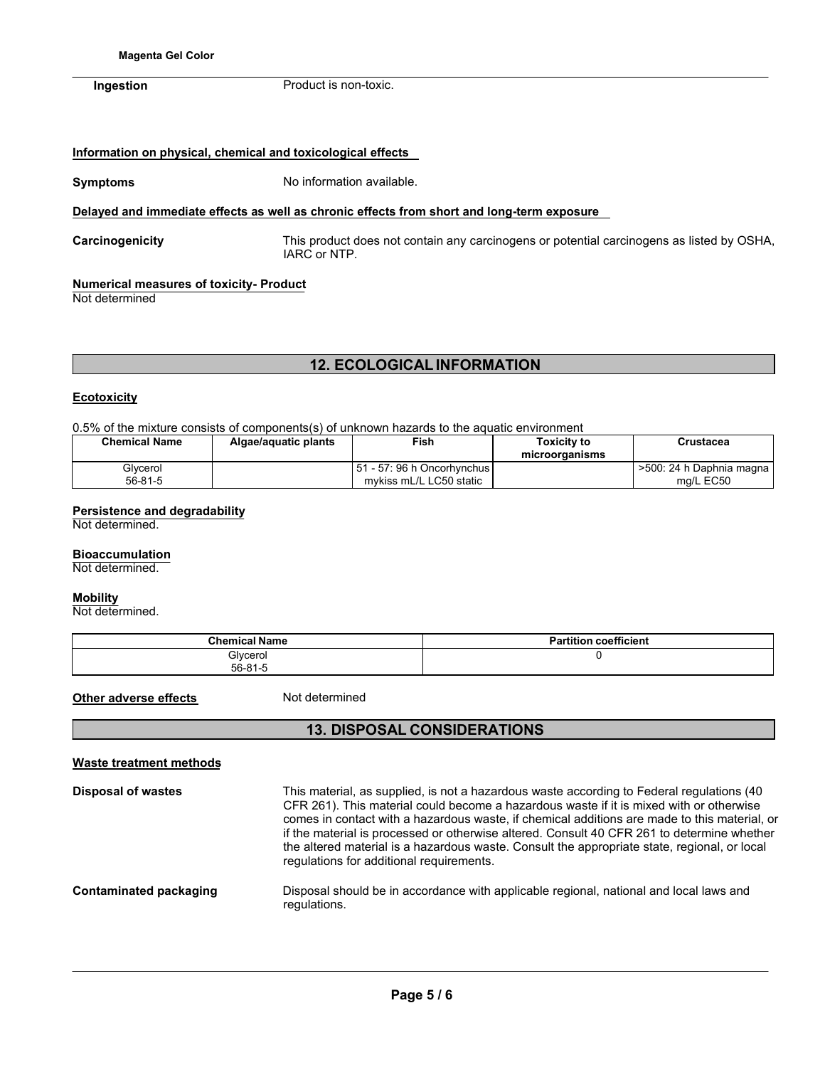**Ingestion** Product is non-toxic.

**Information on physical, chemical and toxicological effects**

**Symptoms** No information available.

**Delayed and immediate effects as well as chronic effects from short and long-term exposure**

**Carcinogenicity** This product does not contain any carcinogens or potential carcinogens as listed by OSHA, IARC or NTP.

**Numerical measures of toxicity- Product**

Not determined

## 12. ECOLOGICAL INFORMATION

**Ecotoxicity**

0.5% of the mixture consists of components(s) of unknown hazards to the aquatic environment

| Chemical Name | Algae/aquatic plants | Fish | Toxicity to microorganisms | Crustacea |
|---|---|---|---|---|
| Glycerol 56-81-5 | | 51 - 57: 96 h Oncorhynchus mykiss mL/L LC50 static | | >500: 24 h Daphnia magna mg/L EC50 |

**Persistence and degradability**

Not determined.

**Bioaccumulation**

Not determined.

**Mobility**

Not determined.

| Chemical Name | Partition coefficient |
|---|---|
| Glycerol 56-81-5 | 0 |

**Other adverse effects** Not determined

## 13. DISPOSAL CONSIDERATIONS

**Waste treatment methods**

**Disposal of wastes** This material, as supplied, is not a hazardous waste according to Federal regulations (40 CFR 261). This material could become a hazardous waste if it is mixed with or otherwise comes in contact with a hazardous waste, if chemical additions are made to this material, or if the material is processed or otherwise altered. Consult 40 CFR 261 to determine whether the altered material is a hazardous waste. Consult the appropriate state, regional, or local regulations for additional requirements.

**Contaminated packaging** Disposal should be in accordance with applicable regional, national and local laws and regulations.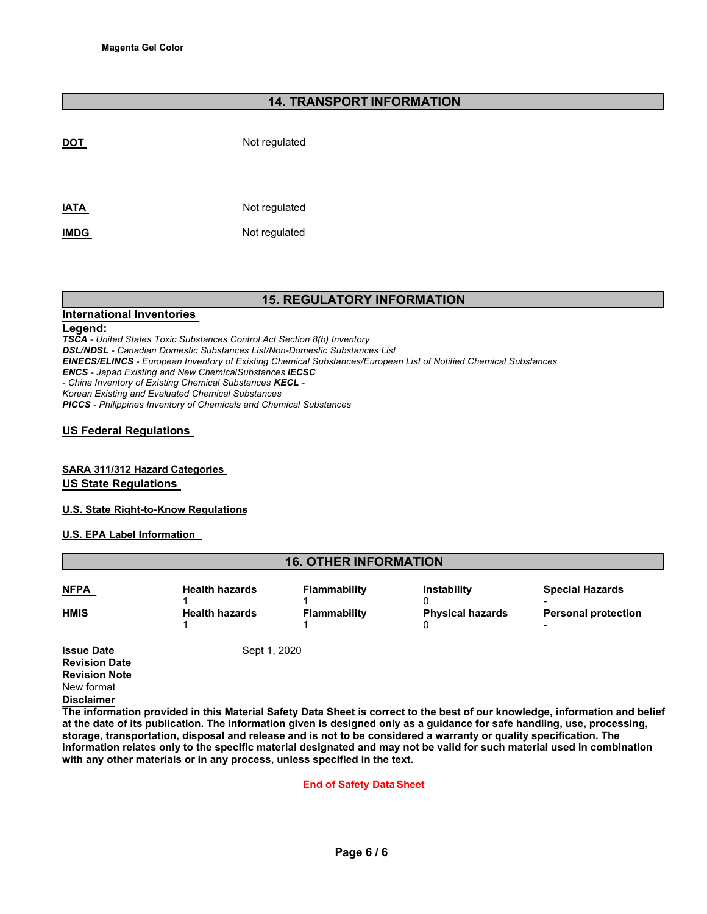## 14. TRANSPORT INFORMATION

**DOT** Not regulated

**IATA** Not regulated

**IMDG** Not regulated

## 15. REGULATORY INFORMATION

**International Inventories**

**Legend:**

***TSCA*** *- United States Toxic Substances Control Act Section 8(b) Inventory*
***DSL/NDSL*** *- Canadian Domestic Substances List/Non-Domestic Substances List*
***EINECS/ELINCS*** *- European Inventory of Existing Chemical Substances/European List of Notified Chemical Substances*
***ENCS*** *- Japan Existing and New ChemicalSubstances* ***IECSC***
*- China Inventory of Existing Chemical Substances* ***KECL*** *-*
*Korean Existing and Evaluated Chemical Substances*
***PICCS*** *- Philippines Inventory of Chemicals and Chemical Substances*

**US Federal Regulations**

**SARA 311/312 Hazard Categories**

**US State Regulations**

**U.S. State Right-to-Know Regulations**

**U.S. EPA Label Information**

## 16. OTHER INFORMATION

| | | | | |
|---|---|---|---|---|
| **NFPA** | **Health hazards** 1 | **Flammability** 1 | **Instability** 0 | **Special Hazards** - |
| **HMIS** | **Health hazards** 1 | **Flammability** 1 | **Physical hazards** 0 | **Personal protection** - |

**Issue Date** Sept 1, 2020
**Revision Date**
**Revision Note**
New format

**Disclaimer**

**The information provided in this Material Safety Data Sheet is correct to the best of our knowledge, information and belief at the date of its publication. The information given is designed only as a guidance for safe handling, use, processing, storage, transportation, disposal and release and is not to be considered a warranty or quality specification. The information relates only to the specific material designated and may not be valid for such material used in combination with any other materials or in any process, unless specified in the text.**

**End of Safety Data Sheet**